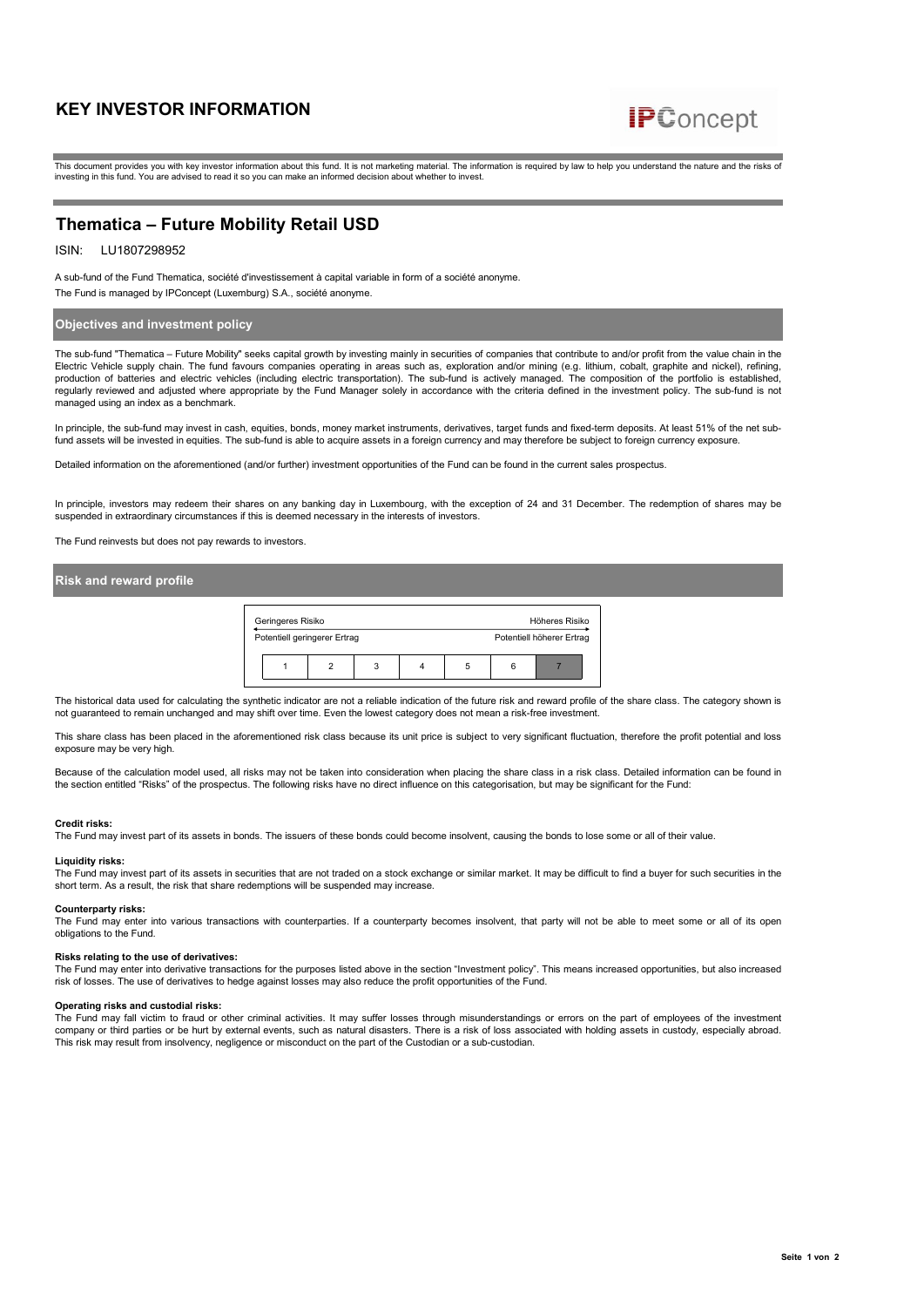# KEY INVESTOR INFORMATION

IPConcept

This document provides you with key investor information about this fund. It is not marketing material. The information is required by law to help you understand the nature and the risks of investing in this fund. You are advised to read it so you can make an informed decision about whether to invest.

## Thematica – Future Mobility Retail USD

ISIN: LU1807298952

A sub-fund of the Fund Thematica, société d'investissement à capital variable in form of a société anonyme.

The Fund is managed by IPConcept (Luxemburg) S.A., société anonyme.

### Objectives and investment policy

The sub-fund "Thematica – Future Mobility" seeks capital growth by investing mainly in securities of companies that contribute to and/or profit from the value chain in the Electric Vehicle supply chain. The fund favours companies operating in areas such as, exploration and/or mining (e.g. lithium, cobalt, graphite and nickel), refining, production of batteries and electric vehicles (including electric transportation). The sub-fund is actively managed. The composition of the portfolio is established, regularly reviewed and adjusted where appropriate by the Fund Manager solely in accordance with the criteria defined in the investment policy. The sub-fund is not managed using an index as a benchmark.

In principle, the sub-fund may invest in cash, equities, bonds, money market instruments, derivatives, target funds and fixed-term deposits. At least 51% of the net sub-fund assets will be invested in equities. The sub-fund is able to acquire assets in a foreign currency and may therefore be subject to foreign currency exposure.

Detailed information on the aforementioned (and/or further) investment opportunities of the Fund can be found in the current sales prospectus.

In principle, investors may redeem their shares on any banking day in Luxembourg, with the exception of 24 and 31 December. The redemption of shares may be suspended in extraordinary circumstances if this is deemed necessary in the interests of investors.

The Fund reinvests but does not pay rewards to investors.

### Risk and reward profile

| Geringeres Risiko | | | | | | Höheres Risiko |
|---|---|---|---|---|---|---|
| Potentiell geringerer Ertrag | | | | | | Potentiell höherer Ertrag |
| 1 | 2 | 3 | 4 | 5 | 6 | **7** |

The historical data used for calculating the synthetic indicator are not a reliable indication of the future risk and reward profile of the share class. The category shown is not guaranteed to remain unchanged and may shift over time. Even the lowest category does not mean a risk-free investment.

This share class has been placed in the aforementioned risk class because its unit price is subject to very significant fluctuation, therefore the profit potential and loss exposure may be very high.

Because of the calculation model used, all risks may not be taken into consideration when placing the share class in a risk class. Detailed information can be found in the section entitled "Risks" of the prospectus. The following risks have no direct influence on this categorisation, but may be significant for the Fund:

**Credit risks:**
The Fund may invest part of its assets in bonds. The issuers of these bonds could become insolvent, causing the bonds to lose some or all of their value.

**Liquidity risks:**
The Fund may invest part of its assets in securities that are not traded on a stock exchange or similar market. It may be difficult to find a buyer for such securities in the short term. As a result, the risk that share redemptions will be suspended may increase.

**Counterparty risks:**
The Fund may enter into various transactions with counterparties. If a counterparty becomes insolvent, that party will not be able to meet some or all of its open obligations to the Fund.

**Risks relating to the use of derivatives:**
The Fund may enter into derivative transactions for the purposes listed above in the section "Investment policy". This means increased opportunities, but also increased risk of losses. The use of derivatives to hedge against losses may also reduce the profit opportunities of the Fund.

**Operating risks and custodial risks:**
The Fund may fall victim to fraud or other criminal activities. It may suffer losses through misunderstandings or errors on the part of employees of the investment company or third parties or be hurt by external events, such as natural disasters. There is a risk of loss associated with holding assets in custody, especially abroad. This risk may result from insolvency, negligence or misconduct on the part of the Custodian or a sub-custodian.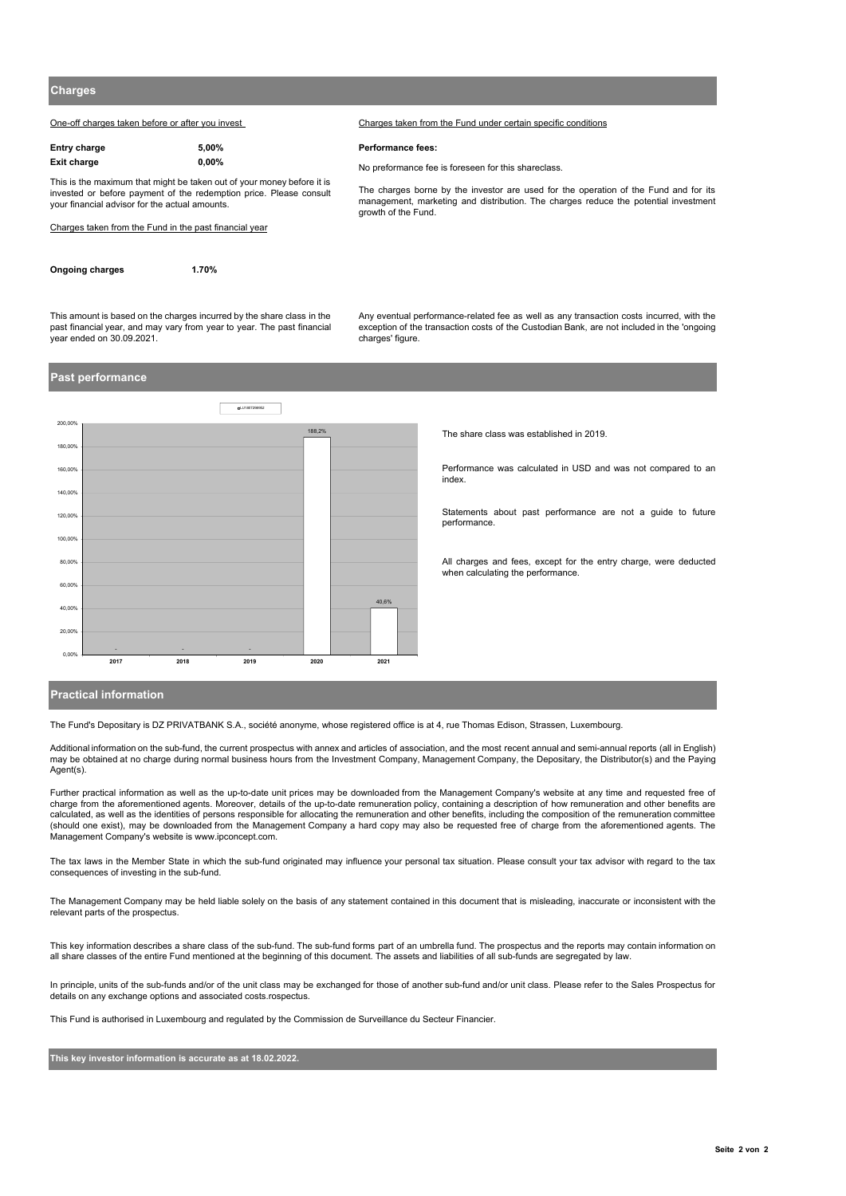## Charges

One-off charges taken before or after you invest

| | |
|---|---|
| **Entry charge** | **5,00%** |
| **Exit charge** | **0,00%** |

This is the maximum that might be taken out of your money before it is invested or before payment of the redemption price. Please consult your financial advisor for the actual amounts.

Charges taken from the Fund in the past financial year

**Ongoing charges** **1.70%**

This amount is based on the charges incurred by the share class in the past financial year, and may vary from year to year. The past financial year ended on 30.09.2021.

Charges taken from the Fund under certain specific conditions

**Performance fees:**

No preformance fee is foreseen for this shareclass.

The charges borne by the investor are used for the operation of the Fund and for its management, marketing and distribution. The charges reduce the potential investment growth of the Fund.

Any eventual performance-related fee as well as any transaction costs incurred, with the exception of the transaction costs of the Custodian Bank, are not included in the 'ongoing charges' figure.

## Past performance

LU1807296952

200,00%
180,00%
160,00%
140,00%
120,00%
100,00%
80,00%
60,00%
40,00%
20,00%
0,00%

2017: -
2018: -
2019: -
2020: 188,2%
2021: 40,6%

The share class was established in 2019.

Performance was calculated in USD and was not compared to an index.

Statements about past performance are not a guide to future performance.

All charges and fees, except for the entry charge, were deducted when calculating the performance.

## Practical information

The Fund's Depositary is DZ PRIVATBANK S.A., société anonyme, whose registered office is at 4, rue Thomas Edison, Strassen, Luxembourg.

Additional information on the sub-fund, the current prospectus with annex and articles of association, and the most recent annual and semi-annual reports (all in English) may be obtained at no charge during normal business hours from the Investment Company, Management Company, the Depositary, the Distributor(s) and the Paying Agent(s).

Further practical information as well as the up-to-date unit prices may be downloaded from the Management Company's website at any time and requested free of charge from the aforementioned agents. Moreover, details of the up-to-date remuneration policy, containing a description of how remuneration and other benefits are calculated, as well as the identities of persons responsible for allocating the remuneration and other benefits, including the composition of the remuneration committee (should one exist), may be downloaded from the Management Company a hard copy may also be requested free of charge from the aforementioned agents. The Management Company's website is www.ipconcept.com.

The tax laws in the Member State in which the sub-fund originated may influence your personal tax situation. Please consult your tax advisor with regard to the tax consequences of investing in the sub-fund.

The Management Company may be held liable solely on the basis of any statement contained in this document that is misleading, inaccurate or inconsistent with the relevant parts of the prospectus.

This key information describes a share class of the sub-fund. The sub-fund forms part of an umbrella fund. The prospectus and the reports may contain information on all share classes of the entire Fund mentioned at the beginning of this document. The assets and liabilities of all sub-funds are segregated by law.

In principle, units of the sub-funds and/or of the unit class may be exchanged for those of another sub-fund and/or unit class. Please refer to the Sales Prospectus for details on any exchange options and associated costs.rospectus.

This Fund is authorised in Luxembourg and regulated by the Commission de Surveillance du Secteur Financier.

**This key investor information is accurate as at 18.02.2022.**